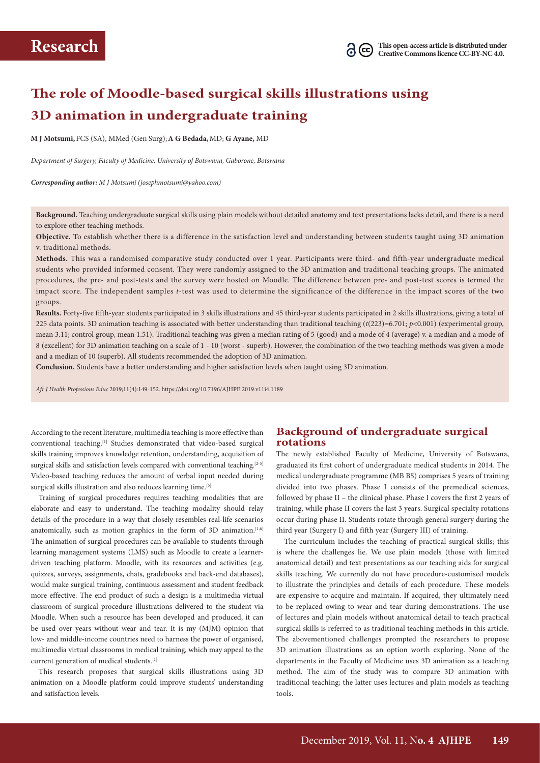**Research**

This open-access article is distributed under Creative Commons licence CC-BY-NC 4.0.

# The role of Moodle-based surgical skills illustrations using 3D animation in undergraduate training

**M J Motsumi,** FCS (SA), MMed (Gen Surg); **A G Bedada,** MD; **G Ayane,** MD

*Department of Surgery, Faculty of Medicine, University of Botswana, Gaborone, Botswana*

***Corresponding author:** M J Motsumi (josephmotsumi@yahoo.com)*

**Background.** Teaching undergraduate surgical skills using plain models without detailed anatomy and text presentations lacks detail, and there is a need to explore other teaching methods.

**Objective.** To establish whether there is a difference in the satisfaction level and understanding between students taught using 3D animation v. traditional methods.

**Methods.** This was a randomised comparative study conducted over 1 year. Participants were third- and fifth-year undergraduate medical students who provided informed consent. They were randomly assigned to the 3D animation and traditional teaching groups. The animated procedures, the pre- and post-tests and the survey were hosted on Moodle. The difference between pre- and post-test scores is termed the impact score. The independent samples *t*-test was used to determine the significance of the difference in the impact scores of the two groups.

**Results.** Forty-five fifth-year students participated in 3 skills illustrations and 45 third-year students participated in 2 skills illustrations, giving a total of 225 data points. 3D animation teaching is associated with better understanding than traditional teaching ($t(223)=6.701$; $p<0.001$) (experimental group, mean 3.11; control group, mean 1.51). Traditional teaching was given a median rating of 5 (good) and a mode of 4 (average) v. a median and a mode of 8 (excellent) for 3D animation teaching on a scale of 1 - 10 (worst - superb). However, the combination of the two teaching methods was given a mode and a median of 10 (superb). All students recommended the adoption of 3D animation.

**Conclusion.** Students have a better understanding and higher satisfaction levels when taught using 3D animation.

*Afr J Health Professions Educ* 2019;11(4):149-152. https://doi.org/10.7196/AJHPE.2019.v11i4.1189

According to the recent literature, multimedia teaching is more effective than conventional teaching.[1] Studies demonstrated that video-based surgical skills training improves knowledge retention, understanding, acquisition of surgical skills and satisfaction levels compared with conventional teaching.[2-5] Video-based teaching reduces the amount of verbal input needed during surgical skills illustration and also reduces learning time.[5]

Training of surgical procedures requires teaching modalities that are elaborate and easy to understand. The teaching modality should relay details of the procedure in a way that closely resembles real-life scenarios anatomically, such as motion graphics in the form of 3D animation.[1,6] The animation of surgical procedures can be available to students through learning management systems (LMS) such as Moodle to create a learner-driven teaching platform. Moodle, with its resources and activities (e.g. quizzes, surveys, assignments, chats, gradebooks and back-end databases), would make surgical training, continuous assessment and student feedback more effective. The end product of such a design is a multimedia virtual classroom of surgical procedure illustrations delivered to the student via Moodle. When such a resource has been developed and produced, it can be used over years without wear and tear. It is my (MJM) opinion that low- and middle-income countries need to harness the power of organised, multimedia virtual classrooms in medical training, which may appeal to the current generation of medical students.[1]

This research proposes that surgical skills illustrations using 3D animation on a Moodle platform could improve students' understanding and satisfaction levels.

## Background of undergraduate surgical rotations

The newly established Faculty of Medicine, University of Botswana, graduated its first cohort of undergraduate medical students in 2014. The medical undergraduate programme (MB BS) comprises 5 years of training divided into two phases. Phase I consists of the premedical sciences, followed by phase II – the clinical phase. Phase I covers the first 2 years of training, while phase II covers the last 3 years. Surgical specialty rotations occur during phase II. Students rotate through general surgery during the third year (Surgery I) and fifth year (Surgery III) of training.

The curriculum includes the teaching of practical surgical skills; this is where the challenges lie. We use plain models (those with limited anatomical detail) and text presentations as our teaching aids for surgical skills teaching. We currently do not have procedure-customised models to illustrate the principles and details of each procedure. These models are expensive to acquire and maintain. If acquired, they ultimately need to be replaced owing to wear and tear during demonstrations. The use of lectures and plain models without anatomical detail to teach practical surgical skills is referred to as traditional teaching methods in this article. The abovementioned challenges prompted the researchers to propose 3D animation illustrations as an option worth exploring. None of the departments in the Faculty of Medicine uses 3D animation as a teaching method. The aim of the study was to compare 3D animation with traditional teaching; the latter uses lectures and plain models as teaching tools.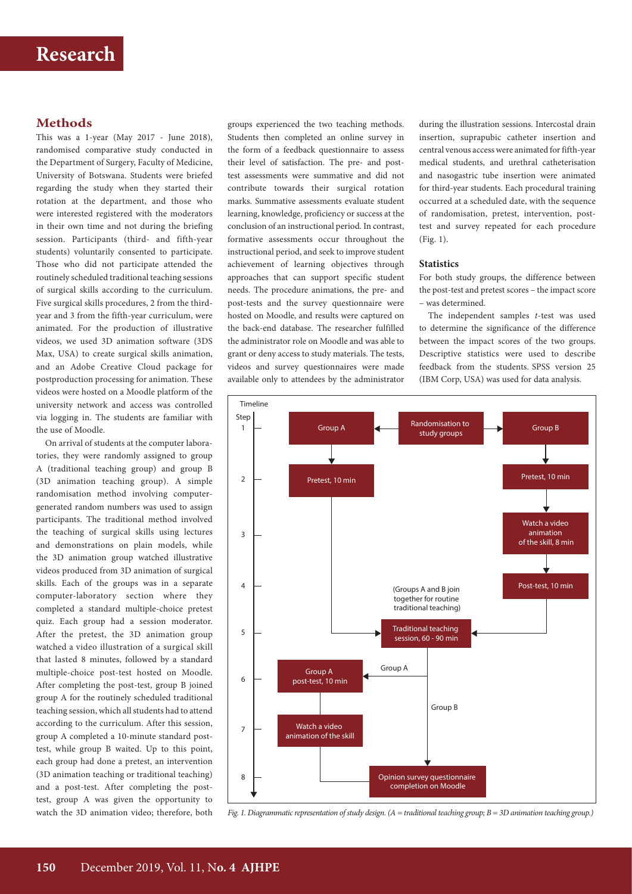## Methods

This was a 1-year (May 2017 - June 2018), randomised comparative study conducted in the Department of Surgery, Faculty of Medicine, University of Botswana. Students were briefed regarding the study when they started their rotation at the department, and those who were interested registered with the moderators in their own time and not during the briefing session. Participants (third- and fifth-year students) voluntarily consented to participate. Those who did not participate attended the routinely scheduled traditional teaching sessions of surgical skills according to the curriculum. Five surgical skills procedures, 2 from the third-year and 3 from the fifth-year curriculum, were animated. For the production of illustrative videos, we used 3D animation software (3DS Max, USA) to create surgical skills animation, and an Adobe Creative Cloud package for postproduction processing for animation. These videos were hosted on a Moodle platform of the university network and access was controlled via logging in. The students are familiar with the use of Moodle.

On arrival of students at the computer laboratories, they were randomly assigned to group A (traditional teaching group) and group B (3D animation teaching group). A simple randomisation method involving computer-generated random numbers was used to assign participants. The traditional method involved the teaching of surgical skills using lectures and demonstrations on plain models, while the 3D animation group watched illustrative videos produced from 3D animation of surgical skills. Each of the groups was in a separate computer-laboratory section where they completed a standard multiple-choice pretest quiz. Each group had a session moderator. After the pretest, the 3D animation group watched a video illustration of a surgical skill that lasted 8 minutes, followed by a standard multiple-choice post-test hosted on Moodle. After completing the post-test, group B joined group A for the routinely scheduled traditional teaching session, which all students had to attend according to the curriculum. After this session, group A completed a 10-minute standard post-test, while group B waited. Up to this point, each group had done a pretest, an intervention (3D animation teaching or traditional teaching) and a post-test. After completing the post-test, group A was given the opportunity to watch the 3D animation video; therefore, both groups experienced the two teaching methods. Students then completed an online survey in the form of a feedback questionnaire to assess their level of satisfaction. The pre- and post-test assessments were summative and did not contribute towards their surgical rotation marks. Summative assessments evaluate student learning, knowledge, proficiency or success at the conclusion of an instructional period. In contrast, formative assessments occur throughout the instructional period, and seek to improve student achievement of learning objectives through approaches that can support specific student needs. The procedure animations, the pre- and post-tests and the survey questionnaire were hosted on Moodle, and results were captured on the back-end database. The researcher fulfilled the administrator role on Moodle and was able to grant or deny access to study materials. The tests, videos and survey questionnaires were made available only to attendees by the administrator during the illustration sessions. Intercostal drain insertion, suprapubic catheter insertion and central venous access were animated for fifth-year medical students, and urethral catheterisation and nasogastric tube insertion were animated for third-year students. Each procedural training occurred at a scheduled date, with the sequence of randomisation, pretest, intervention, post-test and survey repeated for each procedure (Fig. 1).

### Statistics

For both study groups, the difference between the post-test and pretest scores – the impact score – was determined.

The independent samples *t*-test was used to determine the significance of the difference between the impact scores of the two groups. Descriptive statistics were used to describe feedback from the students. SPSS version 25 (IBM Corp, USA) was used for data analysis.

*Fig. 1. Diagrammatic representation of study design. (A = traditional teaching group; B = 3D animation teaching group.)*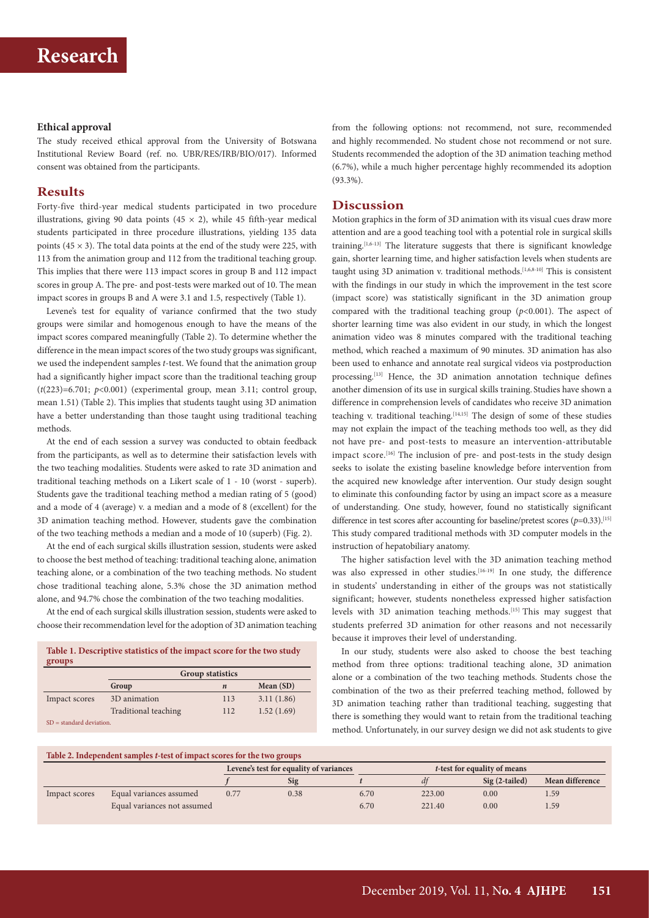#### Ethical approval

The study received ethical approval from the University of Botswana Institutional Review Board (ref. no. UBR/RES/IRB/BIO/017). Informed consent was obtained from the participants.

## Results

Forty-five third-year medical students participated in two procedure illustrations, giving 90 data points ($45 \times 2$), while 45 fifth-year medical students participated in three procedure illustrations, yielding 135 data points ($45 \times 3$). The total data points at the end of the study were 225, with 113 from the animation group and 112 from the traditional teaching group. This implies that there were 113 impact scores in group B and 112 impact scores in group A. The pre- and post-tests were marked out of 10. The mean impact scores in groups B and A were 3.1 and 1.5, respectively (Table 1).

Levene's test for equality of variance confirmed that the two study groups were similar and homogenous enough to have the means of the impact scores compared meaningfully (Table 2). To determine whether the difference in the mean impact scores of the two study groups was significant, we used the independent samples *t*-test. We found that the animation group had a significantly higher impact score than the traditional teaching group ($t(223)=6.701$; $p<0.001$) (experimental group, mean 3.11; control group, mean 1.51) (Table 2). This implies that students taught using 3D animation have a better understanding than those taught using traditional teaching methods.

At the end of each session a survey was conducted to obtain feedback from the participants, as well as to determine their satisfaction levels with the two teaching modalities. Students were asked to rate 3D animation and traditional teaching methods on a Likert scale of 1 - 10 (worst - superb). Students gave the traditional teaching method a median rating of 5 (good) and a mode of 4 (average) v. a median and a mode of 8 (excellent) for the 3D animation teaching method. However, students gave the combination of the two teaching methods a median and a mode of 10 (superb) (Fig. 2).

At the end of each surgical skills illustration session, students were asked to choose the best method of teaching: traditional teaching alone, animation teaching alone, or a combination of the two teaching methods. No student chose traditional teaching alone, 5.3% chose the 3D animation method alone, and 94.7% chose the combination of the two teaching modalities.

At the end of each surgical skills illustration session, students were asked to choose their recommendation level for the adoption of 3D animation teaching from the following options: not recommend, not sure, recommended and highly recommended. No student chose not recommend or not sure. Students recommended the adoption of the 3D animation teaching method (6.7%), while a much higher percentage highly recommended its adoption (93.3%).

**Table 1. Descriptive statistics of the impact score for the two study groups**

| | Group statistics | | |
|---|---|---|---|
| | Group | *n* | Mean (SD) |
| Impact scores | 3D animation | 113 | 3.11 (1.86) |
| | Traditional teaching | 112 | 1.52 (1.69) |

SD = standard deviation.

## Discussion

Motion graphics in the form of 3D animation with its visual cues draw more attention and are a good teaching tool with a potential role in surgical skills training.[1,6-13] The literature suggests that there is significant knowledge gain, shorter learning time, and higher satisfaction levels when students are taught using 3D animation v. traditional methods.[1,6,8-10] This is consistent with the findings in our study in which the improvement in the test score (impact score) was statistically significant in the 3D animation group compared with the traditional teaching group ($p<0.001$). The aspect of shorter learning time was also evident in our study, in which the longest animation video was 8 minutes compared with the traditional teaching method, which reached a maximum of 90 minutes. 3D animation has also been used to enhance and annotate real surgical videos via postproduction processing.[13] Hence, the 3D animation annotation technique defines another dimension of its use in surgical skills training. Studies have shown a difference in comprehension levels of candidates who receive 3D animation teaching v. traditional teaching.[14,15] The design of some of these studies may not explain the impact of the teaching methods too well, as they did not have pre- and post-tests to measure an intervention-attributable impact score.[16] The inclusion of pre- and post-tests in the study design seeks to isolate the existing baseline knowledge before intervention from the acquired new knowledge after intervention. Our study design sought to eliminate this confounding factor by using an impact score as a measure of understanding. One study, however, found no statistically significant difference in test scores after accounting for baseline/pretest scores ($p=0.33$).[15] This study compared traditional methods with 3D computer models in the instruction of hepatobiliary anatomy.

The higher satisfaction level with the 3D animation teaching method was also expressed in other studies.[16-19] In one study, the difference in students' understanding in either of the groups was not statistically significant; however, students nonetheless expressed higher satisfaction levels with 3D animation teaching methods.[15] This may suggest that students preferred 3D animation for other reasons and not necessarily because it improves their level of understanding.

In our study, students were also asked to choose the best teaching method from three options: traditional teaching alone, 3D animation alone or a combination of the two teaching methods. Students chose the combination of the two as their preferred teaching method, followed by 3D animation teaching rather than traditional teaching, suggesting that there is something they would want to retain from the traditional teaching method. Unfortunately, in our survey design we did not ask students to give

**Table 2. Independent samples *t*-test of impact scores for the two groups**

| | | Levene's test for equality of variances | | *t*-test for equality of means | | | |
|---|---|---|---|---|---|---|---|
| | | *f* | Sig | *t* | *df* | Sig (2-tailed) | Mean difference |
| Impact scores | Equal variances assumed | 0.77 | 0.38 | 6.70 | 223.00 | 0.00 | 1.59 |
| | Equal variances not assumed | | | 6.70 | 221.40 | 0.00 | 1.59 |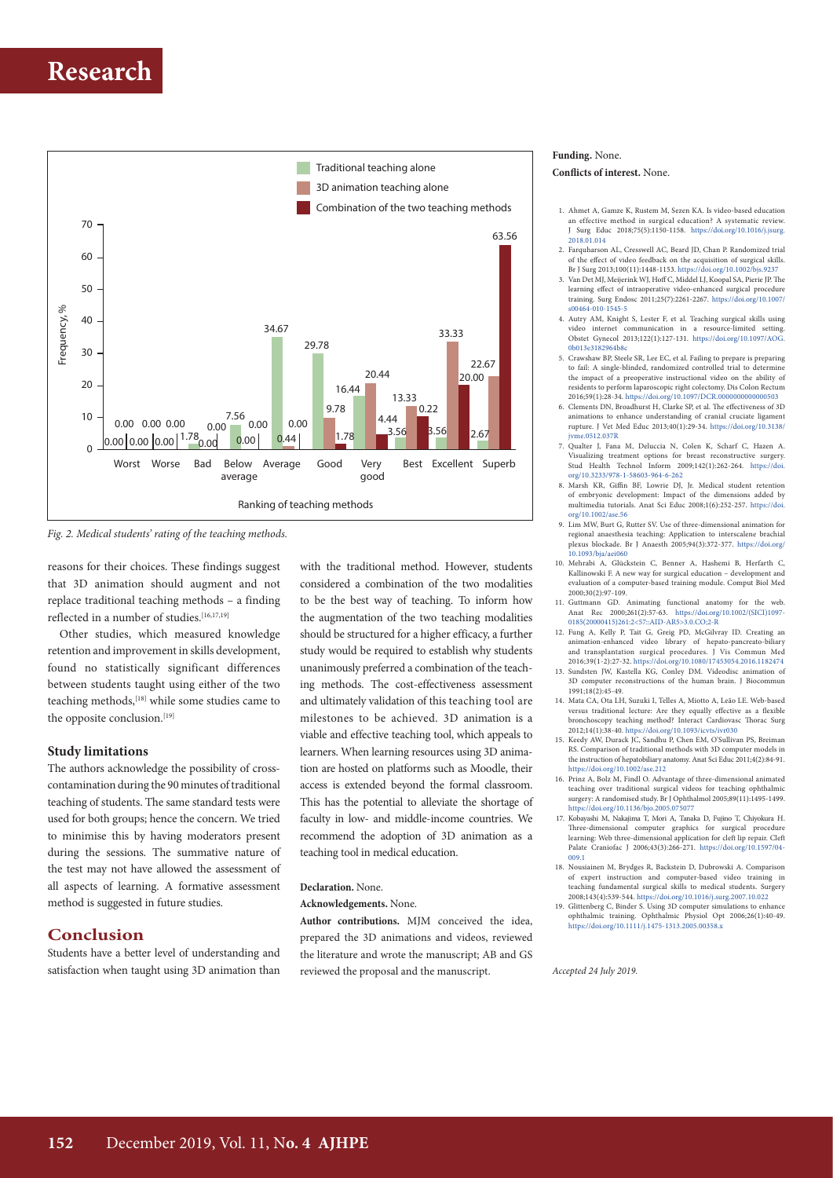Traditional teaching alone
3D animation teaching alone
Combination of the two teaching methods

Frequency, %

70
60
50
40
30
20
10
0

0.00 0.00 0.00 0.00 0.00 0.00 1.78 0.00 7.56 0.00 0.00 34.67 0.00 0.44 29.78 9.78 1.78 16.44 20.44 4.44 13.33 3.56 10.22 3.56 33.33 20.00 2.67 22.67 63.56

Worst Worse Bad Below average Average Good Very good Best Excellent Superb

Ranking of teaching methods

*Fig. 2. Medical students' rating of the teaching methods.*

reasons for their choices. These findings suggest that 3D animation should augment and not replace traditional teaching methods – a finding reflected in a number of studies.[16,17,19]

Other studies, which measured knowledge retention and improvement in skills development, found no statistically significant differences between students taught using either of the two teaching methods,[18] while some studies came to the opposite conclusion.[19]

### Study limitations

The authors acknowledge the possibility of cross-contamination during the 90 minutes of traditional teaching of students. The same standard tests were used for both groups; hence the concern. We tried to minimise this by having moderators present during the sessions. The summative nature of the test may not have allowed the assessment of all aspects of learning. A formative assessment method is suggested in future studies.

## Conclusion

Students have a better level of understanding and satisfaction when taught using 3D animation than with the traditional method. However, students considered a combination of the two modalities to be the best way of teaching. To inform how the augmentation of the two teaching modalities should be structured for a higher efficacy, a further study would be required to establish why students unanimously preferred a combination of the teaching methods. The cost-effectiveness assessment and ultimately validation of this teaching tool are milestones to be achieved. 3D animation is a viable and effective teaching tool, which appeals to learners. When learning resources using 3D animation are hosted on platforms such as Moodle, their access is extended beyond the formal classroom. This has the potential to alleviate the shortage of faculty in low- and middle-income countries. We recommend the adoption of 3D animation as a teaching tool in medical education.

**Declaration.** None.

**Acknowledgements.** None.

**Author contributions.** MJM conceived the idea, prepared the 3D animations and videos, reviewed the literature and wrote the manuscript; AB and GS reviewed the proposal and the manuscript.

**Funding.** None.

**Conflicts of interest.** None.

1. Ahmet A, Gamze K, Rustem M, Sezen KA. Is video-based education an effective method in surgical education? A systematic review. J Surg Educ 2018;75(5):1150-1158. https://doi.org/10.1016/j.jsurg.2018.01.014
2. Farquharson AL, Cresswell AC, Beard JD, Chan P. Randomized trial of the effect of video feedback on the acquisition of surgical skills. Br J Surg 2013;100(11):1448-1153. https://doi.org/10.1002/bjs.9237
3. Van Det MJ, Meijerink WJ, Hoff C, Middel LJ, Koopal SA, Pierie JP. The learning effect of intraoperative video-enhanced surgical procedure training. Surg Endosc 2011;25(7):2261-2267. https://doi.org/10.1007/s00464-010-1545-5
4. Autry AM, Knight S, Lester F, et al. Teaching surgical skills using video internet communication in a resource-limited setting. Obstet Gynecol 2013;122(1):127-131. https://doi.org/10.1097/AOG.0b013e3182964b8c
5. Crawshaw BP, Steele SR, Lee EC, et al. Failing to prepare is preparing to fail: A single-blinded, randomized controlled trial to determine the impact of a preoperative instructional video on the ability of residents to perform laparoscopic right colectomy. Dis Colon Rectum 2016;59(1):28-34. https://doi.org/10.1097/DCR.0000000000000503
6. Clements DN, Broadhurst H, Clarke SP, et al. The effectiveness of 3D animations to enhance understanding of cranial cruciate ligament rupture. J Vet Med Educ 2013;40(1):29-34. https://doi.org/10.3138/jvme.0512.037R
7. Qualter J, Fana M, Deluccia N, Colen K, Scharf C, Hazen A. Visualizing treatment options for breast reconstructive surgery. Stud Health Technol Inform 2009;142(1):262-264. https://doi.org/10.3233/978-1-58603-964-6-262
8. Marsh KR, Giffin BF, Lowrie DJ, Jr. Medical student retention of embryonic development: Impact of the dimensions added by multimedia tutorials. Anat Sci Educ 2008;1(6):252-257. https://doi.org/10.1002/ase.56
9. Lim MW, Burt G, Rutter SV. Use of three-dimensional animation for regional anaesthesia teaching: Application to interscalene brachial plexus blockade. Br J Anaesth 2005;94(3):372-377. https://doi.org/10.1093/bja/aei060
10. Mehrabi A, Glückstein C, Benner A, Hashemi B, Herfarth C, Kallinowski F. A new way for surgical education – development and evaluation of a computer-based training module. Comput Biol Med 2000;30(2):97-109.
11. Guttmann GD. Animating functional anatomy for the web. Anat Rec 2000;261(2):57-63. https://doi.org/10.1002/(SICI)1097-0185(20000415)261:2<57::AID-AR5>3.0.CO;2-R
12. Fung A, Kelly P, Tait G, Greig PD, McGilvray ID. Creating an animation-enhanced video library of hepato-pancreato-biliary and transplantation surgical procedures. J Vis Commun Med 2016;39(1-2):27-32. https://doi.org/10.1080/17453054.2016.1182474
13. Sundsten JW, Kastella KG, Conley DM. Videodisc animation of 3D computer reconstructions of the human brain. J Biocommun 1991;18(2):45-49.
14. Mata CA, Ota LH, Suzuki I, Telles A, Miotto A, Leão LE. Web-based versus traditional lecture: Are they equally effective as a flexible bronchoscopy teaching method? Interact Cardiovasc Thorac Surg 2012;14(1):38-40. https://doi.org/10.1093/icvts/ivr030
15. Keedy AW, Durack JC, Sandhu P, Chen EM, O'Sullivan PS, Breiman RS. Comparison of traditional methods with 3D computer models in the instruction of hepatobiliary anatomy. Anat Sci Educ 2011;4(2):84-91. https://doi.org/10.1002/ase.212
16. Prinz A, Bolz M, Findl O. Advantage of three-dimensional animated teaching over traditional surgical videos for teaching ophthalmic surgery: A randomised study. Br J Ophthalmol 2005;89(11):1495-1499. https://doi.org/10.1136/bjo.2005.075077
17. Kobayashi M, Nakajima T, Mori A, Tanaka D, Fujino T, Chiyokura H. Three-dimensional computer graphics for surgical procedure learning: Web three-dimensional application for cleft lip repair. Cleft Palate Craniofac J 2006;43(3):266-271. https://doi.org/10.1597/04-009.1
18. Nousiainen M, Brydges R, Backstein D, Dubrowski A. Comparison of expert instruction and computer-based video training in teaching fundamental surgical skills to medical students. Surgery 2008;143(4):539-544. https://doi.org/10.1016/j.surg.2007.10.022
19. Glittenberg C, Binder S. Using 3D computer simulations to enhance ophthalmic training. Ophthalmic Physiol Opt 2006;26(1):40-49. https://doi.org/10.1111/j.1475-1313.2005.00358.x

*Accepted 24 July 2019.*